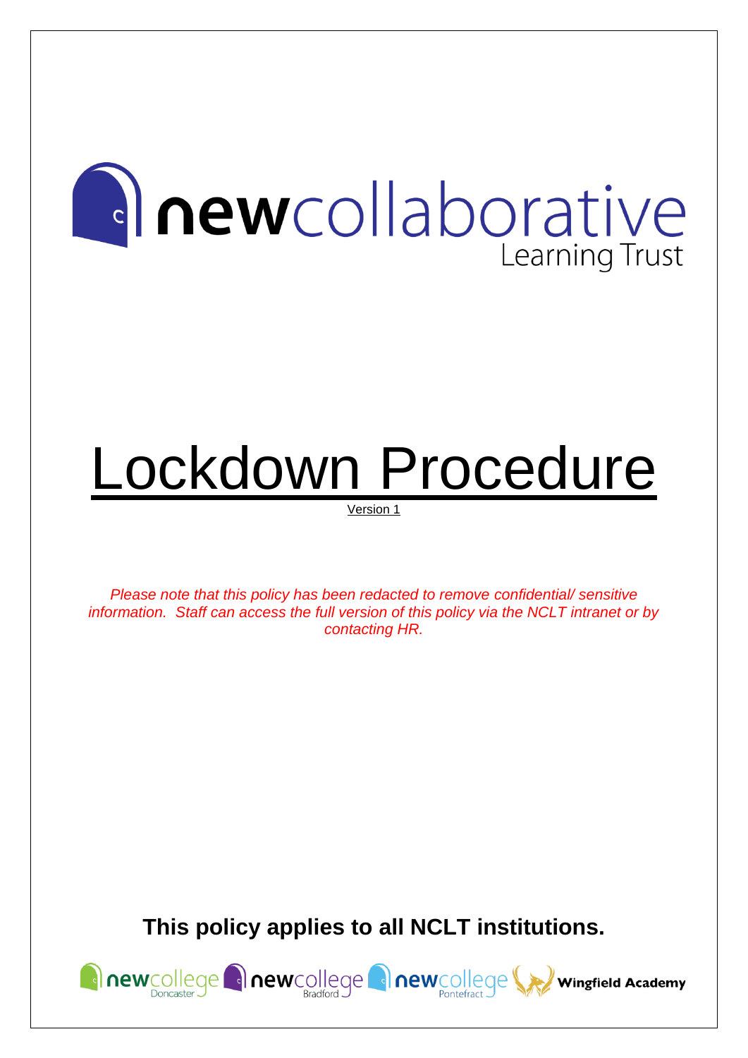**newcollaborative** Learning Trust

# Lockdown Procedure

Version 1

*Please note that this policy has been redacted to remove confidential/ sensitive information. Staff can access the full version of this policy via the NCLT intranet or by contacting HR.*

**This policy applies to all NCLT institutions.**

newcollege Doncaster | newcollege Bradford | newcollege Pontefract | Wingfield Academy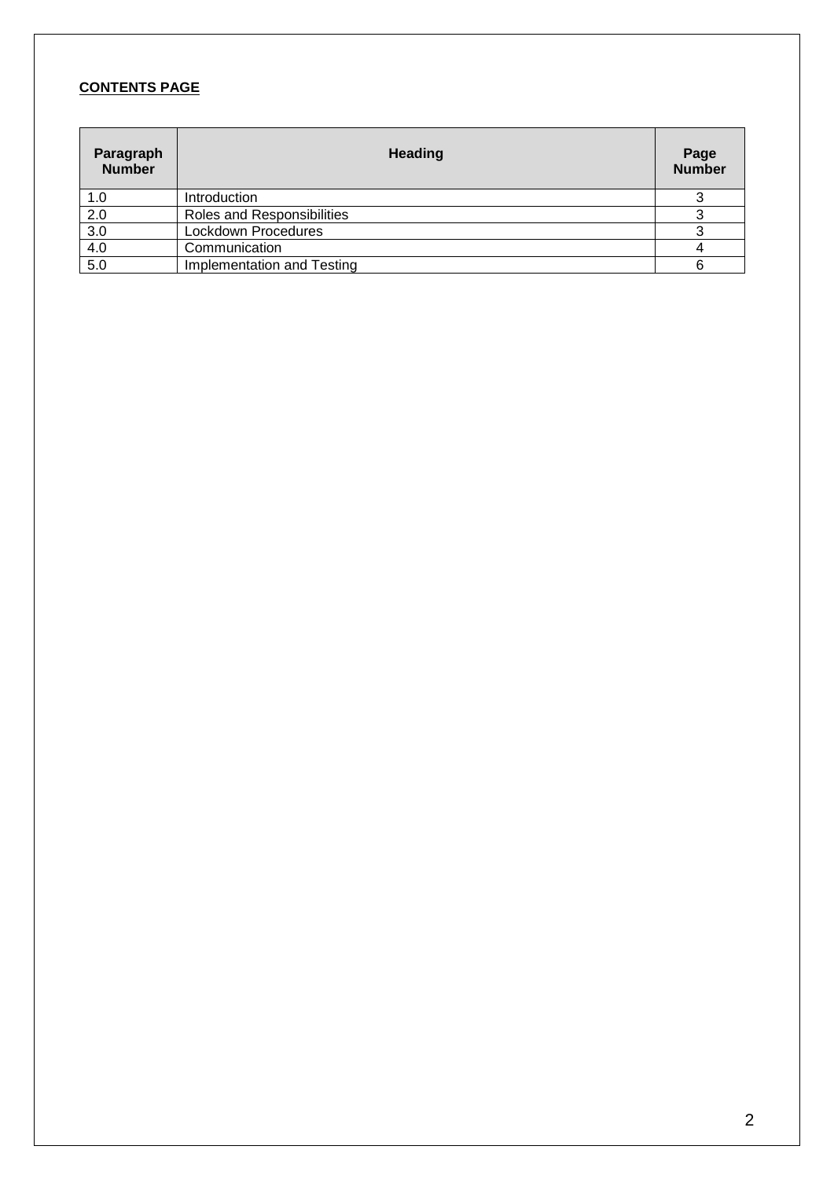**CONTENTS PAGE**

| Paragraph Number | Heading | Page Number |
| --- | --- | --- |
| 1.0 | Introduction | 3 |
| 2.0 | Roles and Responsibilities | 3 |
| 3.0 | Lockdown Procedures | 3 |
| 4.0 | Communication | 4 |
| 5.0 | Implementation and Testing | 6 |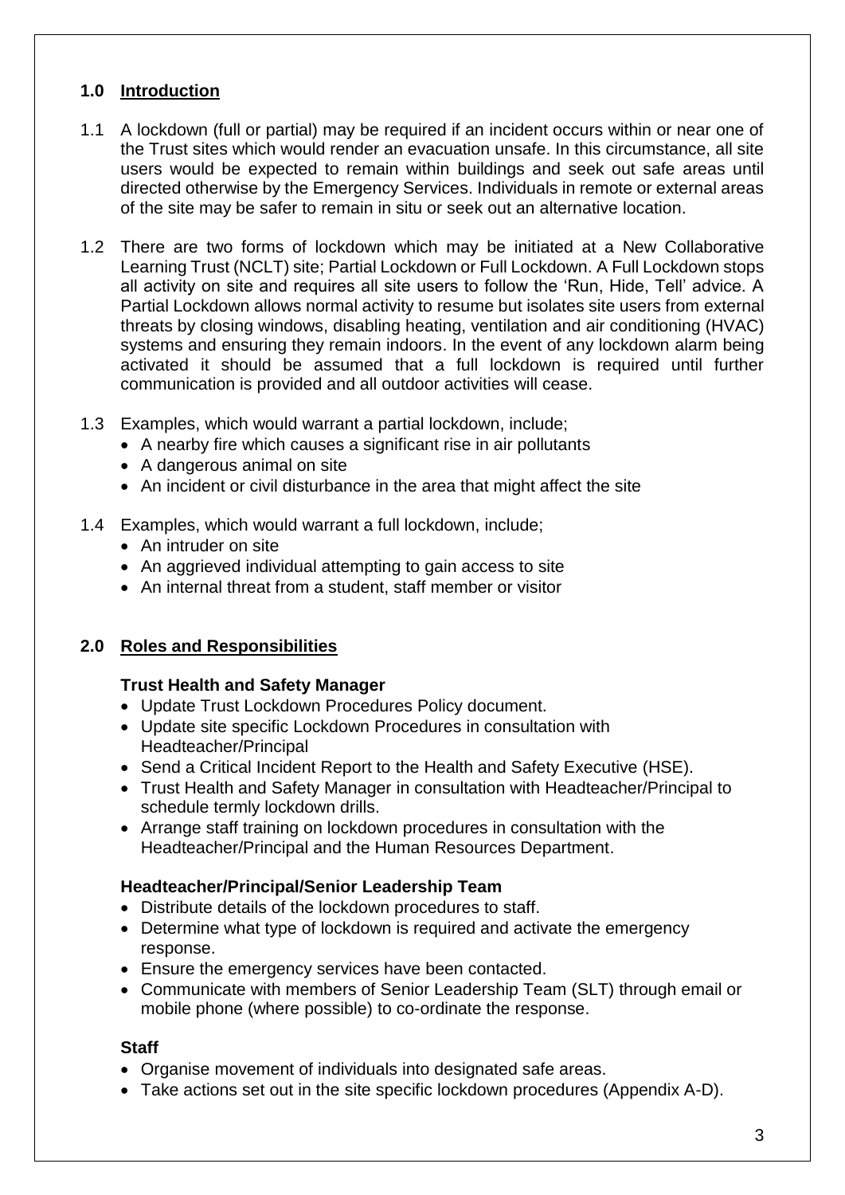## 1.0 Introduction

1.1 A lockdown (full or partial) may be required if an incident occurs within or near one of the Trust sites which would render an evacuation unsafe. In this circumstance, all site users would be expected to remain within buildings and seek out safe areas until directed otherwise by the Emergency Services. Individuals in remote or external areas of the site may be safer to remain in situ or seek out an alternative location.

1.2 There are two forms of lockdown which may be initiated at a New Collaborative Learning Trust (NCLT) site; Partial Lockdown or Full Lockdown. A Full Lockdown stops all activity on site and requires all site users to follow the 'Run, Hide, Tell' advice. A Partial Lockdown allows normal activity to resume but isolates site users from external threats by closing windows, disabling heating, ventilation and air conditioning (HVAC) systems and ensuring they remain indoors. In the event of any lockdown alarm being activated it should be assumed that a full lockdown is required until further communication is provided and all outdoor activities will cease.

1.3 Examples, which would warrant a partial lockdown, include;

- A nearby fire which causes a significant rise in air pollutants
- A dangerous animal on site
- An incident or civil disturbance in the area that might affect the site

1.4 Examples, which would warrant a full lockdown, include;

- An intruder on site
- An aggrieved individual attempting to gain access to site
- An internal threat from a student, staff member or visitor

## 2.0 Roles and Responsibilities

**Trust Health and Safety Manager**

- Update Trust Lockdown Procedures Policy document.
- Update site specific Lockdown Procedures in consultation with Headteacher/Principal
- Send a Critical Incident Report to the Health and Safety Executive (HSE).
- Trust Health and Safety Manager in consultation with Headteacher/Principal to schedule termly lockdown drills.
- Arrange staff training on lockdown procedures in consultation with the Headteacher/Principal and the Human Resources Department.

**Headteacher/Principal/Senior Leadership Team**

- Distribute details of the lockdown procedures to staff.
- Determine what type of lockdown is required and activate the emergency response.
- Ensure the emergency services have been contacted.
- Communicate with members of Senior Leadership Team (SLT) through email or mobile phone (where possible) to co-ordinate the response.

**Staff**

- Organise movement of individuals into designated safe areas.
- Take actions set out in the site specific lockdown procedures (Appendix A-D).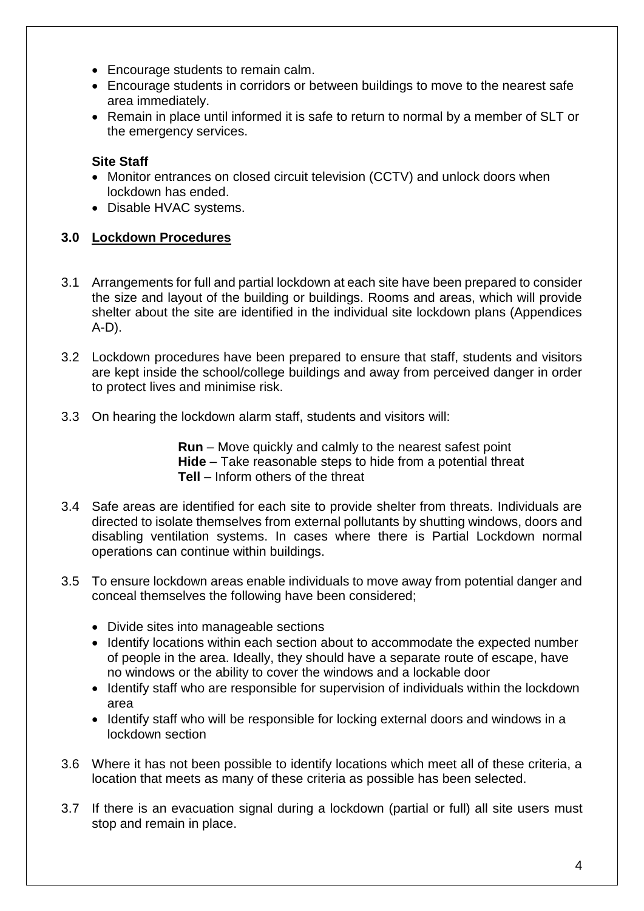- Encourage students to remain calm.
- Encourage students in corridors or between buildings to move to the nearest safe area immediately.
- Remain in place until informed it is safe to return to normal by a member of SLT or the emergency services.

**Site Staff**

- Monitor entrances on closed circuit television (CCTV) and unlock doors when lockdown has ended.
- Disable HVAC systems.

## 3.0 Lockdown Procedures

3.1 Arrangements for full and partial lockdown at each site have been prepared to consider the size and layout of the building or buildings. Rooms and areas, which will provide shelter about the site are identified in the individual site lockdown plans (Appendices A-D).

3.2 Lockdown procedures have been prepared to ensure that staff, students and visitors are kept inside the school/college buildings and away from perceived danger in order to protect lives and minimise risk.

3.3 On hearing the lockdown alarm staff, students and visitors will:

> **Run** – Move quickly and calmly to the nearest safest point
> **Hide** – Take reasonable steps to hide from a potential threat
> **Tell** – Inform others of the threat

3.4 Safe areas are identified for each site to provide shelter from threats. Individuals are directed to isolate themselves from external pollutants by shutting windows, doors and disabling ventilation systems. In cases where there is Partial Lockdown normal operations can continue within buildings.

3.5 To ensure lockdown areas enable individuals to move away from potential danger and conceal themselves the following have been considered;

- Divide sites into manageable sections
- Identify locations within each section about to accommodate the expected number of people in the area. Ideally, they should have a separate route of escape, have no windows or the ability to cover the windows and a lockable door
- Identify staff who are responsible for supervision of individuals within the lockdown area
- Identify staff who will be responsible for locking external doors and windows in a lockdown section

3.6 Where it has not been possible to identify locations which meet all of these criteria, a location that meets as many of these criteria as possible has been selected.

3.7 If there is an evacuation signal during a lockdown (partial or full) all site users must stop and remain in place.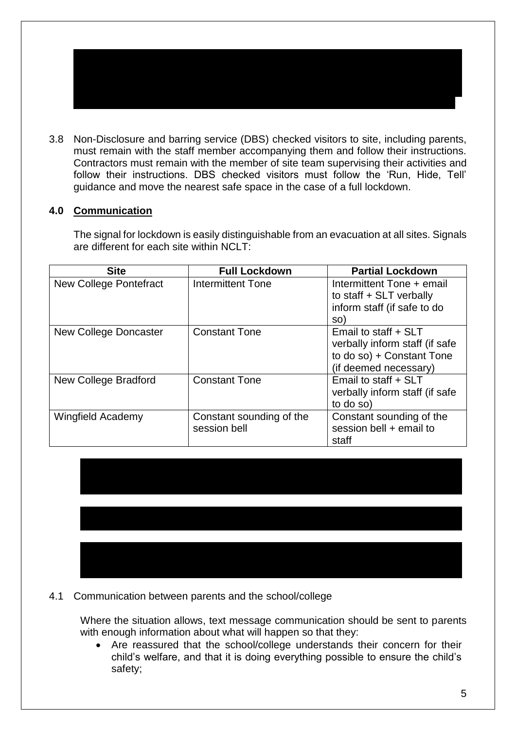3.8 Non-Disclosure and barring service (DBS) checked visitors to site, including parents, must remain with the staff member accompanying them and follow their instructions. Contractors must remain with the member of site team supervising their activities and follow their instructions. DBS checked visitors must follow the 'Run, Hide, Tell' guidance and move the nearest safe space in the case of a full lockdown.

## 4.0 Communication

The signal for lockdown is easily distinguishable from an evacuation at all sites. Signals are different for each site within NCLT:

| Site | Full Lockdown | Partial Lockdown |
|---|---|---|
| New College Pontefract | Intermittent Tone | Intermittent Tone + email to staff + SLT verbally inform staff (if safe to do so) |
| New College Doncaster | Constant Tone | Email to staff + SLT verbally inform staff (if safe to do so) + Constant Tone (if deemed necessary) |
| New College Bradford | Constant Tone | Email to staff + SLT verbally inform staff (if safe to do so) |
| Wingfield Academy | Constant sounding of the session bell | Constant sounding of the session bell + email to staff |

4.1 Communication between parents and the school/college

Where the situation allows, text message communication should be sent to parents with enough information about what will happen so that they:

- Are reassured that the school/college understands their concern for their child's welfare, and that it is doing everything possible to ensure the child's safety;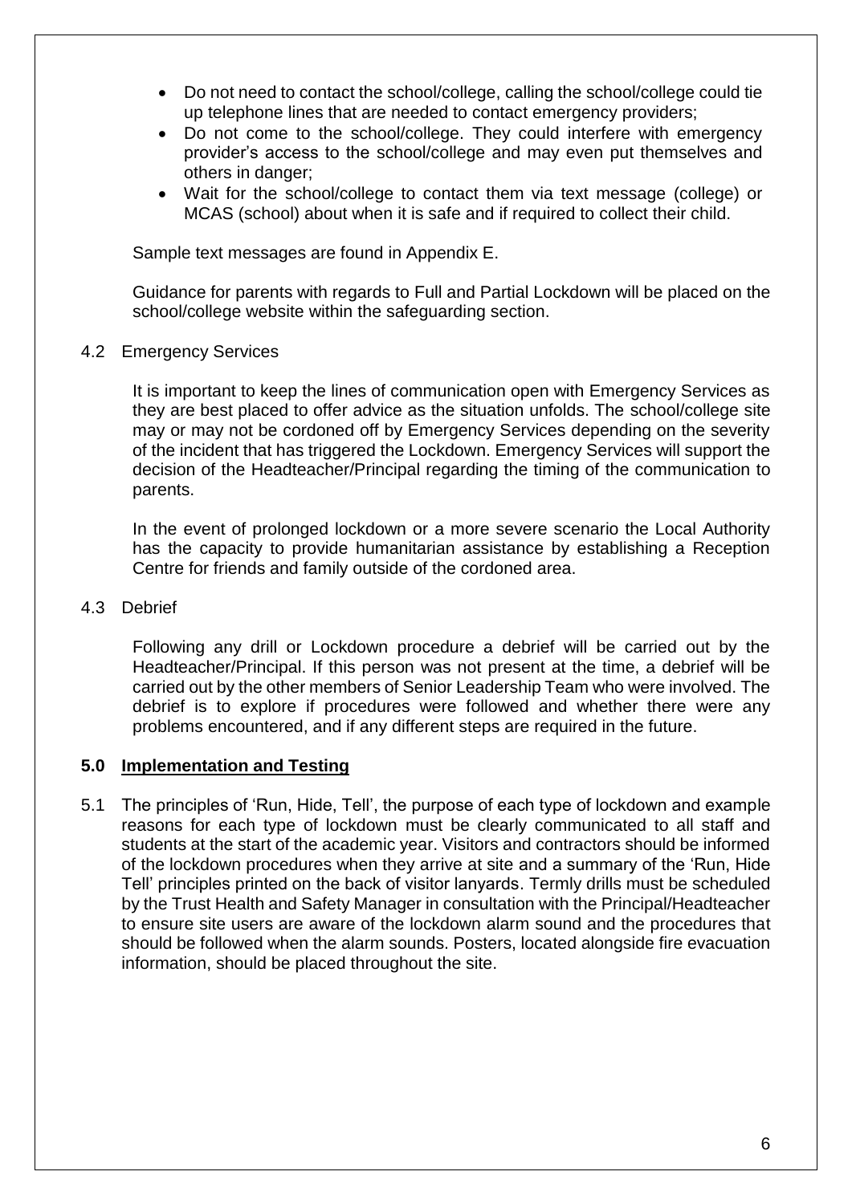- Do not need to contact the school/college, calling the school/college could tie up telephone lines that are needed to contact emergency providers;
- Do not come to the school/college. They could interfere with emergency provider's access to the school/college and may even put themselves and others in danger;
- Wait for the school/college to contact them via text message (college) or MCAS (school) about when it is safe and if required to collect their child.

Sample text messages are found in Appendix E.

Guidance for parents with regards to Full and Partial Lockdown will be placed on the school/college website within the safeguarding section.

4.2 Emergency Services

It is important to keep the lines of communication open with Emergency Services as they are best placed to offer advice as the situation unfolds. The school/college site may or may not be cordoned off by Emergency Services depending on the severity of the incident that has triggered the Lockdown. Emergency Services will support the decision of the Headteacher/Principal regarding the timing of the communication to parents.

In the event of prolonged lockdown or a more severe scenario the Local Authority has the capacity to provide humanitarian assistance by establishing a Reception Centre for friends and family outside of the cordoned area.

4.3 Debrief

Following any drill or Lockdown procedure a debrief will be carried out by the Headteacher/Principal. If this person was not present at the time, a debrief will be carried out by the other members of Senior Leadership Team who were involved. The debrief is to explore if procedures were followed and whether there were any problems encountered, and if any different steps are required in the future.

## **5.0 Implementation and Testing**

5.1 The principles of 'Run, Hide, Tell', the purpose of each type of lockdown and example reasons for each type of lockdown must be clearly communicated to all staff and students at the start of the academic year. Visitors and contractors should be informed of the lockdown procedures when they arrive at site and a summary of the 'Run, Hide Tell' principles printed on the back of visitor lanyards. Termly drills must be scheduled by the Trust Health and Safety Manager in consultation with the Principal/Headteacher to ensure site users are aware of the lockdown alarm sound and the procedures that should be followed when the alarm sounds. Posters, located alongside fire evacuation information, should be placed throughout the site.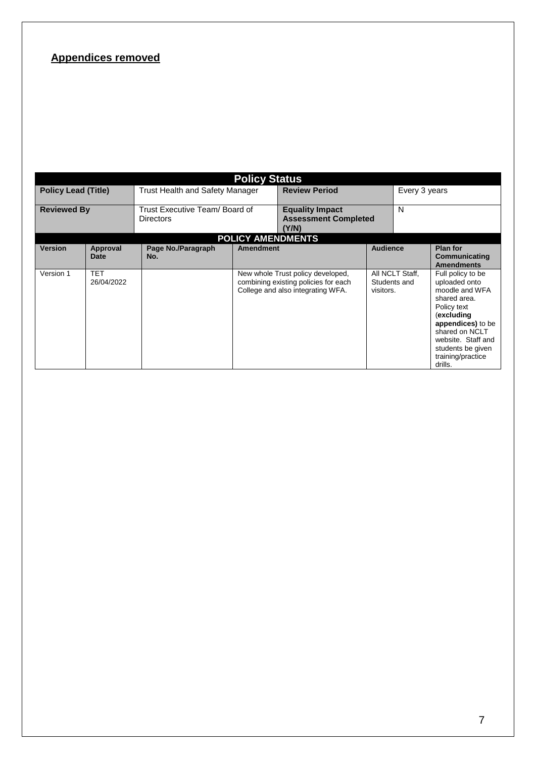**Appendices removed**

| Policy Status | | | |
|---|---|---|---|
| **Policy Lead (Title)** | Trust Health and Safety Manager | **Review Period** | Every 3 years |
| **Reviewed By** | Trust Executive Team/ Board of Directors | **Equality Impact Assessment Completed (Y/N)** | N |

| POLICY AMENDMENTS | | | | | |
|---|---|---|---|---|---|
| **Version** | **Approval Date** | **Page No./Paragraph No.** | **Amendment** | **Audience** | **Plan for Communicating Amendments** |
| Version 1 | TET 26/04/2022 | | New whole Trust policy developed, combining existing policies for each College and also integrating WFA. | All NCLT Staff, Students and visitors. | Full policy to be uploaded onto moodle and WFA shared area. Policy text (**excluding appendices)** to be shared on NCLT website. Staff and students be given training/practice drills. |